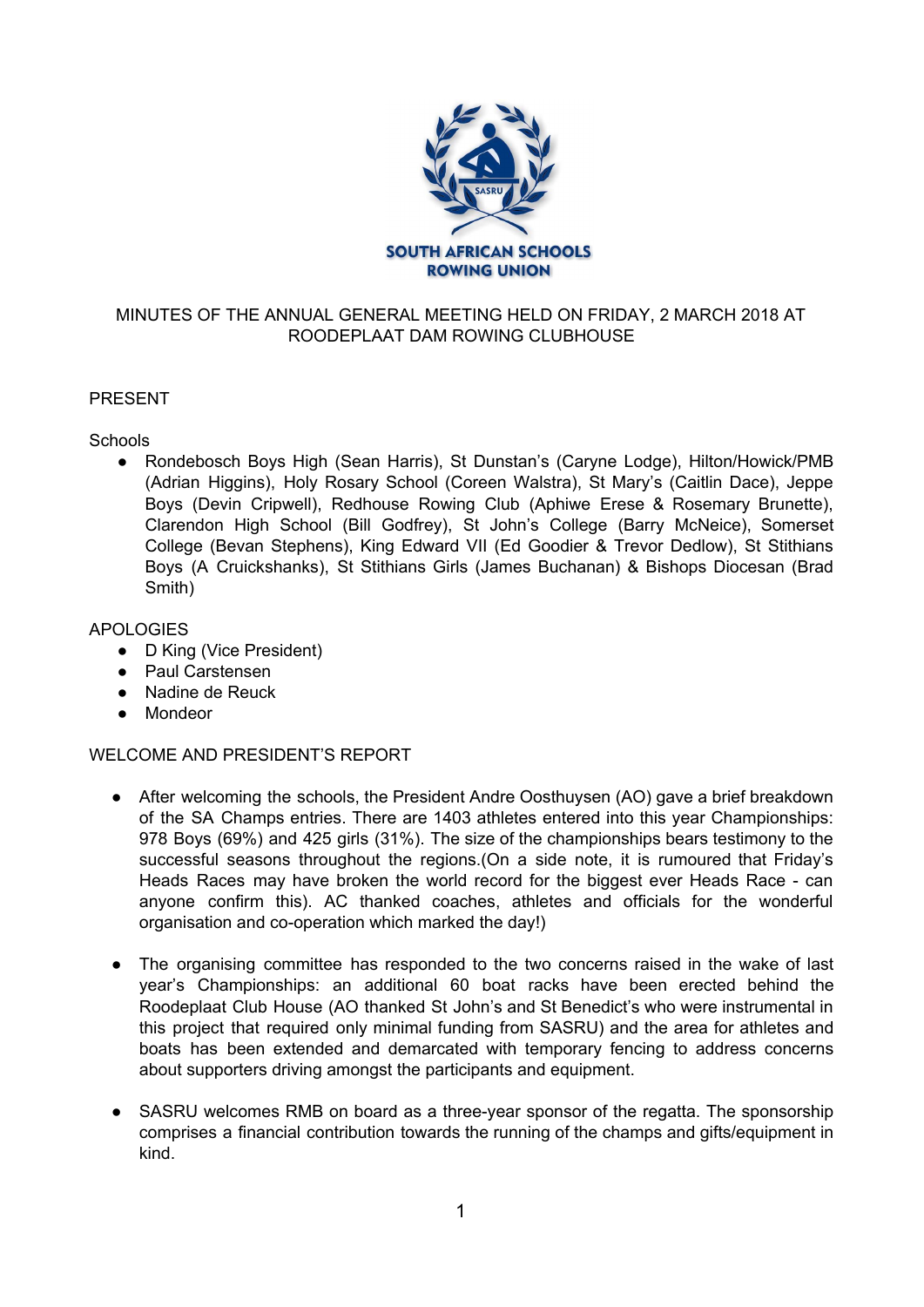SOUTH AFRICAN SCHOOLS ROWING UNION

# MINUTES OF THE ANNUAL GENERAL MEETING HELD ON FRIDAY, 2 MARCH 2018 AT RODEPLAAT DAM ROWING CLUBHOUSE

## PRESENT

Schools

- Rondebosch Boys High (Sean Harris), St Dunstan's (Caryne Lodge), Hilton/Howick/PMB (Adrian Higgins), Holy Rosary School (Coreen Walstra), St Mary's (Caitlin Dace), Jeppe Boys (Devin Cripwell), Redhouse Rowing Club (Aphiwe Erese & Rosemary Brunette), Clarendon High School (Bill Godfrey), St John's College (Barry McNeice), Somerset College (Bevan Stephens), King Edward VII (Ed Goodier & Trevor Dedlow), St Stithians Boys (A Cruickshanks), St Stithians Girls (James Buchanan) & Bishops Diocesan (Brad Smith)

## APOLOGIES

- D King (Vice President)
- Paul Carstensen
- Nadine de Reuck
- Mondeor

## WELCOME AND PRESIDENT'S REPORT

- After welcoming the schools, the President Andre Oosthuysen (AO) gave a brief breakdown of the SA Champs entries. There are 1403 athletes entered into this year Championships: 978 Boys (69%) and 425 girls (31%). The size of the championships bears testimony to the successful seasons throughout the regions.(On a side note, it is rumoured that Friday's Heads Races may have broken the world record for the biggest ever Heads Race - can anyone confirm this). AC thanked coaches, athletes and officials for the wonderful organisation and co-operation which marked the day!)

- The organising committee has responded to the two concerns raised in the wake of last year's Championships: an additional 60 boat racks have been erected behind the Roodeplaat Club House (AO thanked St John's and St Benedict's who were instrumental in this project that required only minimal funding from SASRU) and the area for athletes and boats has been extended and demarcated with temporary fencing to address concerns about supporters driving amongst the participants and equipment.

- SASRU welcomes RMB on board as a three-year sponsor of the regatta. The sponsorship comprises a financial contribution towards the running of the champs and gifts/equipment in kind.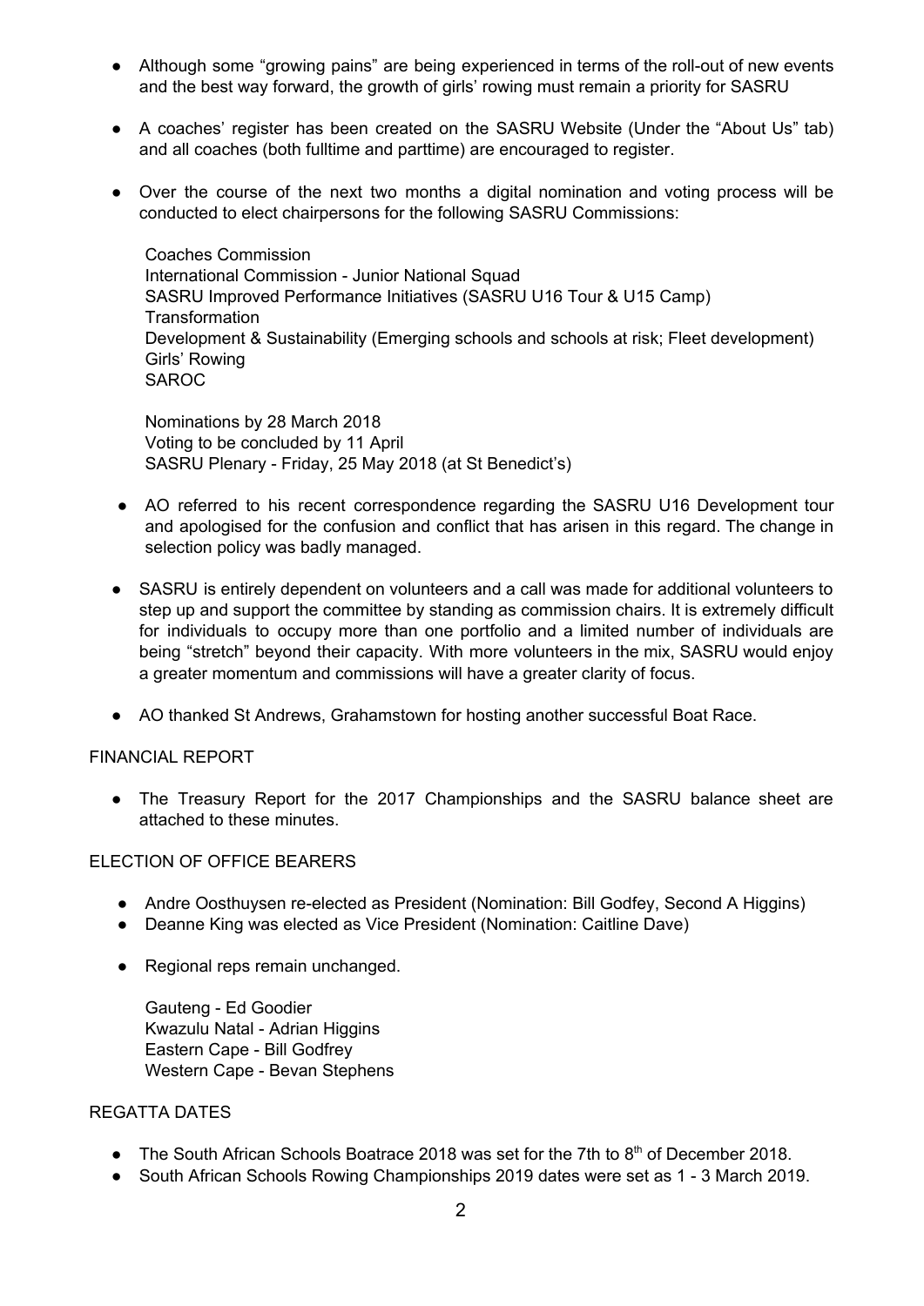- Although some "growing pains" are being experienced in terms of the roll-out of new events and the best way forward, the growth of girls' rowing must remain a priority for SASRU

- A coaches' register has been created on the SASRU Website (Under the "About Us" tab) and all coaches (both fulltime and parttime) are encouraged to register.

- Over the course of the next two months a digital nomination and voting process will be conducted to elect chairpersons for the following SASRU Commissions:

  Coaches Commission
  International Commission - Junior National Squad
  SASRU Improved Performance Initiatives (SASRU U16 Tour & U15 Camp)
  Transformation
  Development & Sustainability (Emerging schools and schools at risk; Fleet development)
  Girls' Rowing
  SAROC

  Nominations by 28 March 2018
  Voting to be concluded by 11 April
  SASRU Plenary - Friday, 25 May 2018 (at St Benedict's)

- AO referred to his recent correspondence regarding the SASRU U16 Development tour and apologised for the confusion and conflict that has arisen in this regard. The change in selection policy was badly managed.

- SASRU is entirely dependent on volunteers and a call was made for additional volunteers to step up and support the committee by standing as commission chairs. It is extremely difficult for individuals to occupy more than one portfolio and a limited number of individuals are being "stretch" beyond their capacity. With more volunteers in the mix, SASRU would enjoy a greater momentum and commissions will have a greater clarity of focus.

- AO thanked St Andrews, Grahamstown for hosting another successful Boat Race.

FINANCIAL REPORT

- The Treasury Report for the 2017 Championships and the SASRU balance sheet are attached to these minutes.

ELECTION OF OFFICE BEARERS

- Andre Oosthuysen re-elected as President (Nomination: Bill Godfey, Second A Higgins)
- Deanne King was elected as Vice President (Nomination: Caitline Dave)

- Regional reps remain unchanged.

  Gauteng - Ed Goodier
  Kwazulu Natal - Adrian Higgins
  Eastern Cape - Bill Godfrey
  Western Cape - Bevan Stephens

REGATTA DATES

- The South African Schools Boatrace 2018 was set for the 7th to 8th of December 2018.
- South African Schools Rowing Championships 2019 dates were set as 1 - 3 March 2019.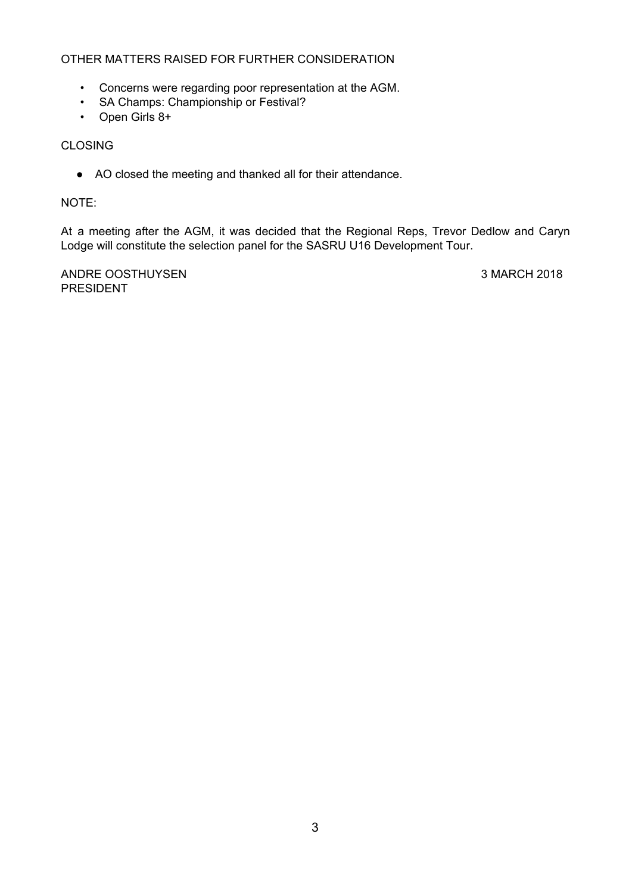OTHER MATTERS RAISED FOR FURTHER CONSIDERATION

- Concerns were regarding poor representation at the AGM.
- SA Champs: Championship or Festival?
- Open Girls 8+

CLOSING

- AO closed the meeting and thanked all for their attendance.

NOTE:

At a meeting after the AGM, it was decided that the Regional Reps, Trevor Dedlow and Caryn Lodge will constitute the selection panel for the SASRU U16 Development Tour.

ANDRE OOSTHUYSEN
PRESIDENT

3 MARCH 2018